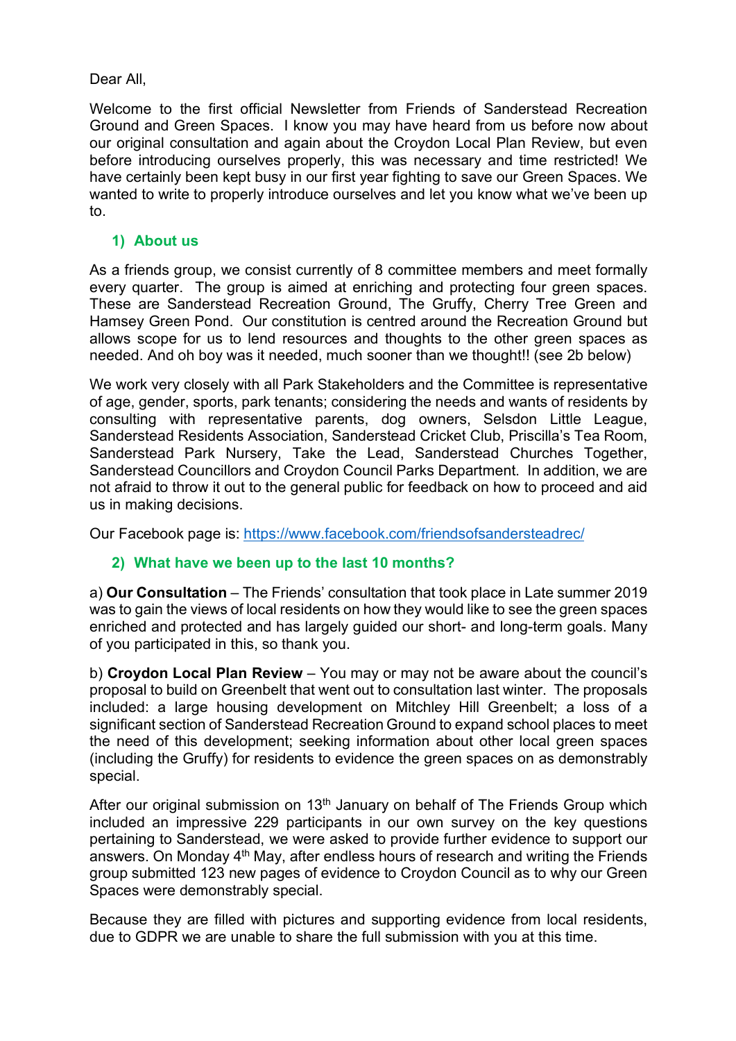Dear All,

Welcome to the first official Newsletter from Friends of Sanderstead Recreation Ground and Green Spaces. I know you may have heard from us before now about our original consultation and again about the Croydon Local Plan Review, but even before introducing ourselves properly, this was necessary and time restricted! We have certainly been kept busy in our first year fighting to save our Green Spaces. We wanted to write to properly introduce ourselves and let you know what we've been up to.

## 1) About us

As a friends group, we consist currently of 8 committee members and meet formally every quarter. The group is aimed at enriching and protecting four green spaces. These are Sanderstead Recreation Ground, The Gruffy, Cherry Tree Green and Hamsey Green Pond. Our constitution is centred around the Recreation Ground but allows scope for us to lend resources and thoughts to the other green spaces as needed. And oh boy was it needed, much sooner than we thought!! (see 2b below)

We work very closely with all Park Stakeholders and the Committee is representative of age, gender, sports, park tenants; considering the needs and wants of residents by consulting with representative parents, dog owners, Selsdon Little League, Sanderstead Residents Association, Sanderstead Cricket Club, Priscilla's Tea Room, Sanderstead Park Nursery, Take the Lead, Sanderstead Churches Together, Sanderstead Councillors and Croydon Council Parks Department. In addition, we are not afraid to throw it out to the general public for feedback on how to proceed and aid us in making decisions.

Our Facebook page is: [https://www.facebook.com/friendsofsandersteadrec/](https://www.facebook.com/friendsofsandersteadrec/)

## 2) What have we been up to the last 10 months?

a) **Our Consultation** – The Friends' consultation that took place in Late summer 2019 was to gain the views of local residents on how they would like to see the green spaces enriched and protected and has largely guided our short- and long-term goals. Many of you participated in this, so thank you.

b) **Croydon Local Plan Review** – You may or may not be aware about the council's proposal to build on Greenbelt that went out to consultation last winter. The proposals included: a large housing development on Mitchley Hill Greenbelt; a loss of a significant section of Sanderstead Recreation Ground to expand school places to meet the need of this development; seeking information about other local green spaces (including the Gruffy) for residents to evidence the green spaces on as demonstrably special.

After our original submission on 13th January on behalf of The Friends Group which included an impressive 229 participants in our own survey on the key questions pertaining to Sanderstead, we were asked to provide further evidence to support our answers. On Monday 4th May, after endless hours of research and writing the Friends group submitted 123 new pages of evidence to Croydon Council as to why our Green Spaces were demonstrably special.

Because they are filled with pictures and supporting evidence from local residents, due to GDPR we are unable to share the full submission with you at this time.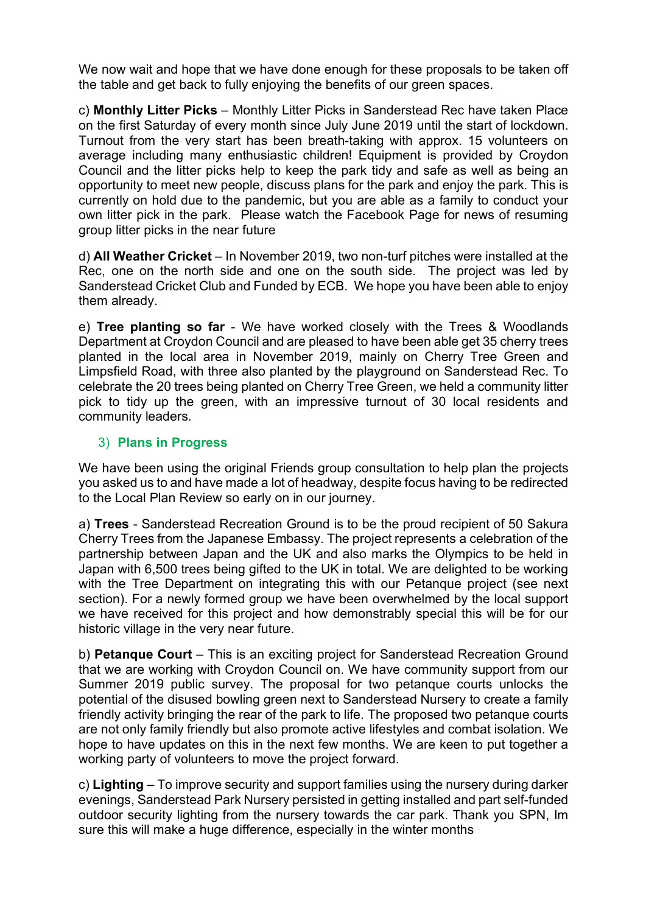We now wait and hope that we have done enough for these proposals to be taken off the table and get back to fully enjoying the benefits of our green spaces.

c) **Monthly Litter Picks** – Monthly Litter Picks in Sanderstead Rec have taken Place on the first Saturday of every month since July June 2019 until the start of lockdown. Turnout from the very start has been breath-taking with approx. 15 volunteers on average including many enthusiastic children! Equipment is provided by Croydon Council and the litter picks help to keep the park tidy and safe as well as being an opportunity to meet new people, discuss plans for the park and enjoy the park. This is currently on hold due to the pandemic, but you are able as a family to conduct your own litter pick in the park. Please watch the Facebook Page for news of resuming group litter picks in the near future

d) **All Weather Cricket** – In November 2019, two non-turf pitches were installed at the Rec, one on the north side and one on the south side. The project was led by Sanderstead Cricket Club and Funded by ECB. We hope you have been able to enjoy them already.

e) **Tree planting so far** - We have worked closely with the Trees & Woodlands Department at Croydon Council and are pleased to have been able get 35 cherry trees planted in the local area in November 2019, mainly on Cherry Tree Green and Limpsfield Road, with three also planted by the playground on Sanderstead Rec. To celebrate the 20 trees being planted on Cherry Tree Green, we held a community litter pick to tidy up the green, with an impressive turnout of 30 local residents and community leaders.

## 3) Plans in Progress

We have been using the original Friends group consultation to help plan the projects you asked us to and have made a lot of headway, despite focus having to be redirected to the Local Plan Review so early on in our journey.

a) **Trees** - Sanderstead Recreation Ground is to be the proud recipient of 50 Sakura Cherry Trees from the Japanese Embassy. The project represents a celebration of the partnership between Japan and the UK and also marks the Olympics to be held in Japan with 6,500 trees being gifted to the UK in total. We are delighted to be working with the Tree Department on integrating this with our Petanque project (see next section). For a newly formed group we have been overwhelmed by the local support we have received for this project and how demonstrably special this will be for our historic village in the very near future.

b) **Petanque Court** – This is an exciting project for Sanderstead Recreation Ground that we are working with Croydon Council on. We have community support from our Summer 2019 public survey. The proposal for two petanque courts unlocks the potential of the disused bowling green next to Sanderstead Nursery to create a family friendly activity bringing the rear of the park to life. The proposed two petanque courts are not only family friendly but also promote active lifestyles and combat isolation. We hope to have updates on this in the next few months. We are keen to put together a working party of volunteers to move the project forward.

c) **Lighting** – To improve security and support families using the nursery during darker evenings, Sanderstead Park Nursery persisted in getting installed and part self-funded outdoor security lighting from the nursery towards the car park. Thank you SPN, Im sure this will make a huge difference, especially in the winter months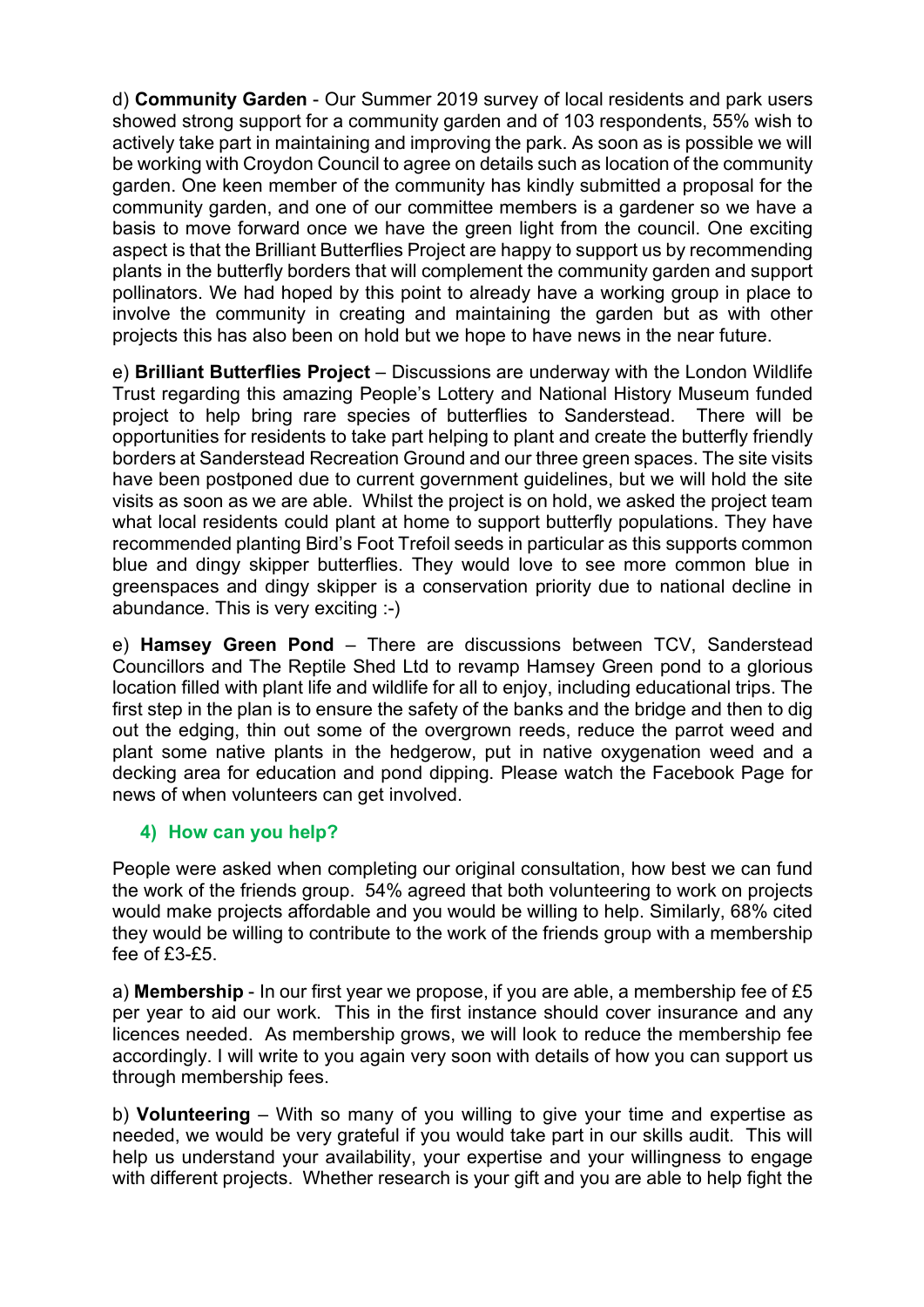d) **Community Garden** - Our Summer 2019 survey of local residents and park users showed strong support for a community garden and of 103 respondents, 55% wish to actively take part in maintaining and improving the park. As soon as is possible we will be working with Croydon Council to agree on details such as location of the community garden. One keen member of the community has kindly submitted a proposal for the community garden, and one of our committee members is a gardener so we have a basis to move forward once we have the green light from the council. One exciting aspect is that the Brilliant Butterflies Project are happy to support us by recommending plants in the butterfly borders that will complement the community garden and support pollinators. We had hoped by this point to already have a working group in place to involve the community in creating and maintaining the garden but as with other projects this has also been on hold but we hope to have news in the near future.

e) **Brilliant Butterflies Project** – Discussions are underway with the London Wildlife Trust regarding this amazing People's Lottery and National History Museum funded project to help bring rare species of butterflies to Sanderstead. There will be opportunities for residents to take part helping to plant and create the butterfly friendly borders at Sanderstead Recreation Ground and our three green spaces. The site visits have been postponed due to current government guidelines, but we will hold the site visits as soon as we are able. Whilst the project is on hold, we asked the project team what local residents could plant at home to support butterfly populations. They have recommended planting Bird's Foot Trefoil seeds in particular as this supports common blue and dingy skipper butterflies. They would love to see more common blue in greenspaces and dingy skipper is a conservation priority due to national decline in abundance. This is very exciting :-)

e) **Hamsey Green Pond** – There are discussions between TCV, Sanderstead Councillors and The Reptile Shed Ltd to revamp Hamsey Green pond to a glorious location filled with plant life and wildlife for all to enjoy, including educational trips. The first step in the plan is to ensure the safety of the banks and the bridge and then to dig out the edging, thin out some of the overgrown reeds, reduce the parrot weed and plant some native plants in the hedgerow, put in native oxygenation weed and a decking area for education and pond dipping. Please watch the Facebook Page for news of when volunteers can get involved.

## 4) How can you help?

People were asked when completing our original consultation, how best we can fund the work of the friends group. 54% agreed that both volunteering to work on projects would make projects affordable and you would be willing to help. Similarly, 68% cited they would be willing to contribute to the work of the friends group with a membership fee of £3-£5.

a) **Membership** - In our first year we propose, if you are able, a membership fee of £5 per year to aid our work. This in the first instance should cover insurance and any licences needed. As membership grows, we will look to reduce the membership fee accordingly. I will write to you again very soon with details of how you can support us through membership fees.

b) **Volunteering** – With so many of you willing to give your time and expertise as needed, we would be very grateful if you would take part in our skills audit. This will help us understand your availability, your expertise and your willingness to engage with different projects. Whether research is your gift and you are able to help fight the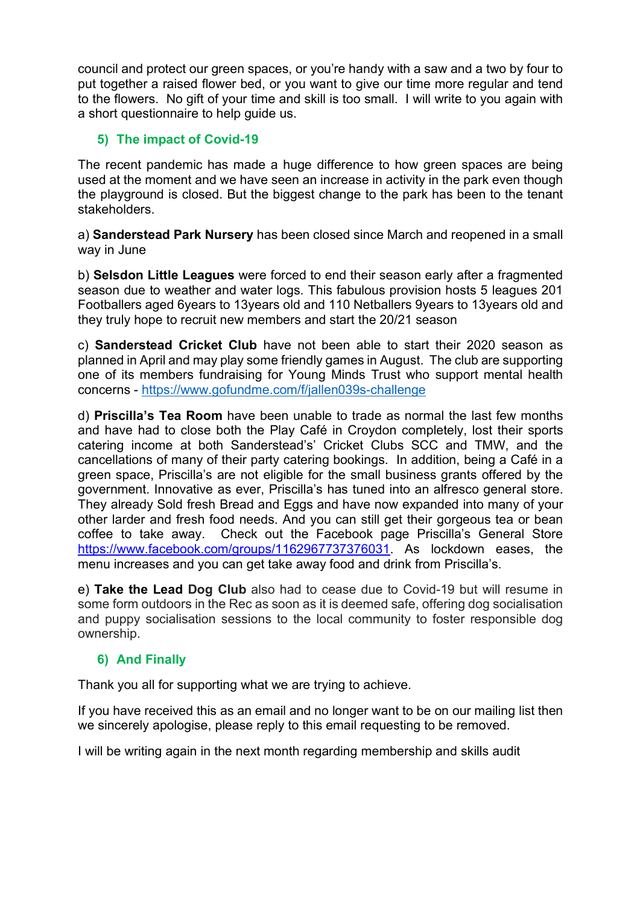council and protect our green spaces, or you're handy with a saw and a two by four to put together a raised flower bed, or you want to give our time more regular and tend to the flowers. No gift of your time and skill is too small. I will write to you again with a short questionnaire to help guide us.

## 5) The impact of Covid-19

The recent pandemic has made a huge difference to how green spaces are being used at the moment and we have seen an increase in activity in the park even though the playground is closed. But the biggest change to the park has been to the tenant stakeholders.

a) **Sanderstead Park Nursery** has been closed since March and reopened in a small way in June

b) **Selsdon Little Leagues** were forced to end their season early after a fragmented season due to weather and water logs. This fabulous provision hosts 5 leagues 201 Footballers aged 6years to 13years old and 110 Netballers 9years to 13years old and they truly hope to recruit new members and start the 20/21 season

c) **Sanderstead Cricket Club** have not been able to start their 2020 season as planned in April and may play some friendly games in August. The club are supporting one of its members fundraising for Young Minds Trust who support mental health concerns - https://www.gofundme.com/f/jallen039s-challenge

d) **Priscilla's Tea Room** have been unable to trade as normal the last few months and have had to close both the Play Café in Croydon completely, lost their sports catering income at both Sanderstead's' Cricket Clubs SCC and TMW, and the cancellations of many of their party catering bookings. In addition, being a Café in a green space, Priscilla's are not eligible for the small business grants offered by the government. Innovative as ever, Priscilla's has tuned into an alfresco general store. They already Sold fresh Bread and Eggs and have now expanded into many of your other larder and fresh food needs. And you can still get their gorgeous tea or bean coffee to take away. Check out the Facebook page Priscilla's General Store https://www.facebook.com/groups/1162967737376031. As lockdown eases, the menu increases and you can get take away food and drink from Priscilla's.

e) **Take the Lead Dog Club** also had to cease due to Covid-19 but will resume in some form outdoors in the Rec as soon as it is deemed safe, offering dog socialisation and puppy socialisation sessions to the local community to foster responsible dog ownership.

## 6) And Finally

Thank you all for supporting what we are trying to achieve.

If you have received this as an email and no longer want to be on our mailing list then we sincerely apologise, please reply to this email requesting to be removed.

I will be writing again in the next month regarding membership and skills audit